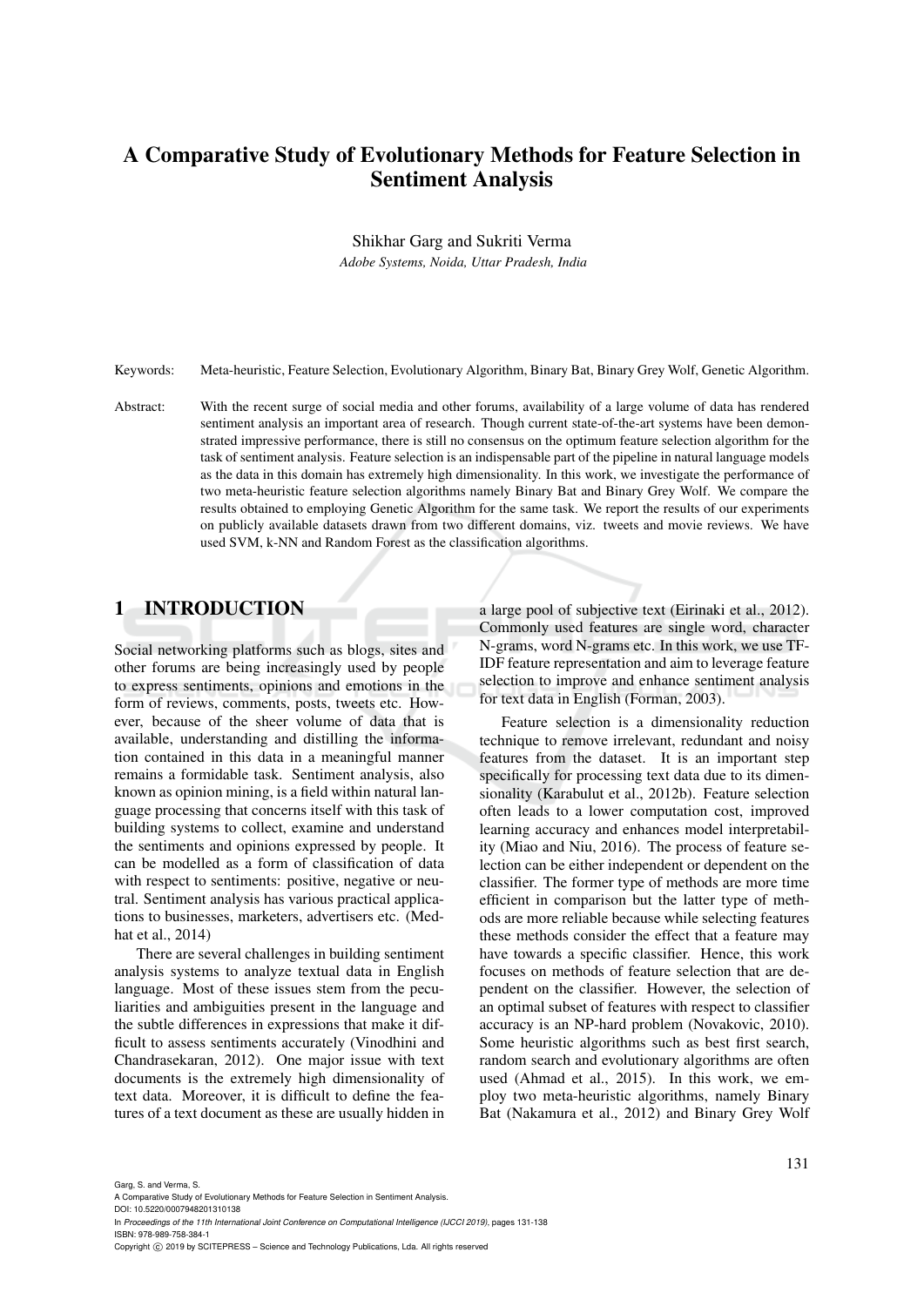# A Comparative Study of Evolutionary Methods for Feature Selection in Sentiment Analysis

Shikhar Garg and Sukriti Verma

*Adobe Systems, Noida, Uttar Pradesh, India*

Keywords: Meta-heuristic, Feature Selection, Evolutionary Algorithm, Binary Bat, Binary Grey Wolf, Genetic Algorithm.

Abstract: With the recent surge of social media and other forums, availability of a large volume of data has rendered sentiment analysis an important area of research. Though current state-of-the-art systems have been demonstrated impressive performance, there is still no consensus on the optimum feature selection algorithm for the task of sentiment analysis. Feature selection is an indispensable part of the pipeline in natural language models as the data in this domain has extremely high dimensionality. In this work, we investigate the performance of two meta-heuristic feature selection algorithms namely Binary Bat and Binary Grey Wolf. We compare the results obtained to employing Genetic Algorithm for the same task. We report the results of our experiments on publicly available datasets drawn from two different domains, viz. tweets and movie reviews. We have used SVM, k-NN and Random Forest as the classification algorithms.

## 1 INTRODUCTION

Social networking platforms such as blogs, sites and other forums are being increasingly used by people to express sentiments, opinions and emotions in the form of reviews, comments, posts, tweets etc. However, because of the sheer volume of data that is available, understanding and distilling the information contained in this data in a meaningful manner remains a formidable task. Sentiment analysis, also known as opinion mining, is a field within natural language processing that concerns itself with this task of building systems to collect, examine and understand the sentiments and opinions expressed by people. It can be modelled as a form of classification of data with respect to sentiments: positive, negative or neutral. Sentiment analysis has various practical applications to businesses, marketers, advertisers etc. (Medhat et al., 2014)

There are several challenges in building sentiment analysis systems to analyze textual data in English language. Most of these issues stem from the peculiarities and ambiguities present in the language and the subtle differences in expressions that make it difficult to assess sentiments accurately (Vinodhini and Chandrasekaran, 2012). One major issue with text documents is the extremely high dimensionality of text data. Moreover, it is difficult to define the features of a text document as these are usually hidden in a large pool of subjective text (Eirinaki et al., 2012). Commonly used features are single word, character N-grams, word N-grams etc. In this work, we use TF-IDF feature representation and aim to leverage feature selection to improve and enhance sentiment analysis for text data in English (Forman, 2003).

Feature selection is a dimensionality reduction technique to remove irrelevant, redundant and noisy features from the dataset. It is an important step specifically for processing text data due to its dimensionality (Karabulut et al., 2012b). Feature selection often leads to a lower computation cost, improved learning accuracy and enhances model interpretability (Miao and Niu, 2016). The process of feature selection can be either independent or dependent on the classifier. The former type of methods are more time efficient in comparison but the latter type of methods are more reliable because while selecting features these methods consider the effect that a feature may have towards a specific classifier. Hence, this work focuses on methods of feature selection that are dependent on the classifier. However, the selection of an optimal subset of features with respect to classifier accuracy is an NP-hard problem (Novakovic, 2010). Some heuristic algorithms such as best first search, random search and evolutionary algorithms are often used (Ahmad et al., 2015). In this work, we employ two meta-heuristic algorithms, namely Binary Bat (Nakamura et al., 2012) and Binary Grey Wolf

Garg, S. and Verma, S.
A Comparative Study of Evolutionary Methods for Feature Selection in Sentiment Analysis.
DOI: 10.5220/0007948201310138
In *Proceedings of the 11th International Joint Conference on Computational Intelligence (IJCCI 2019)*, pages 131-138
ISBN: 978-989-758-384-1
Copyright © 2019 by SCITEPRESS – Science and Technology Publications, Lda. All rights reserved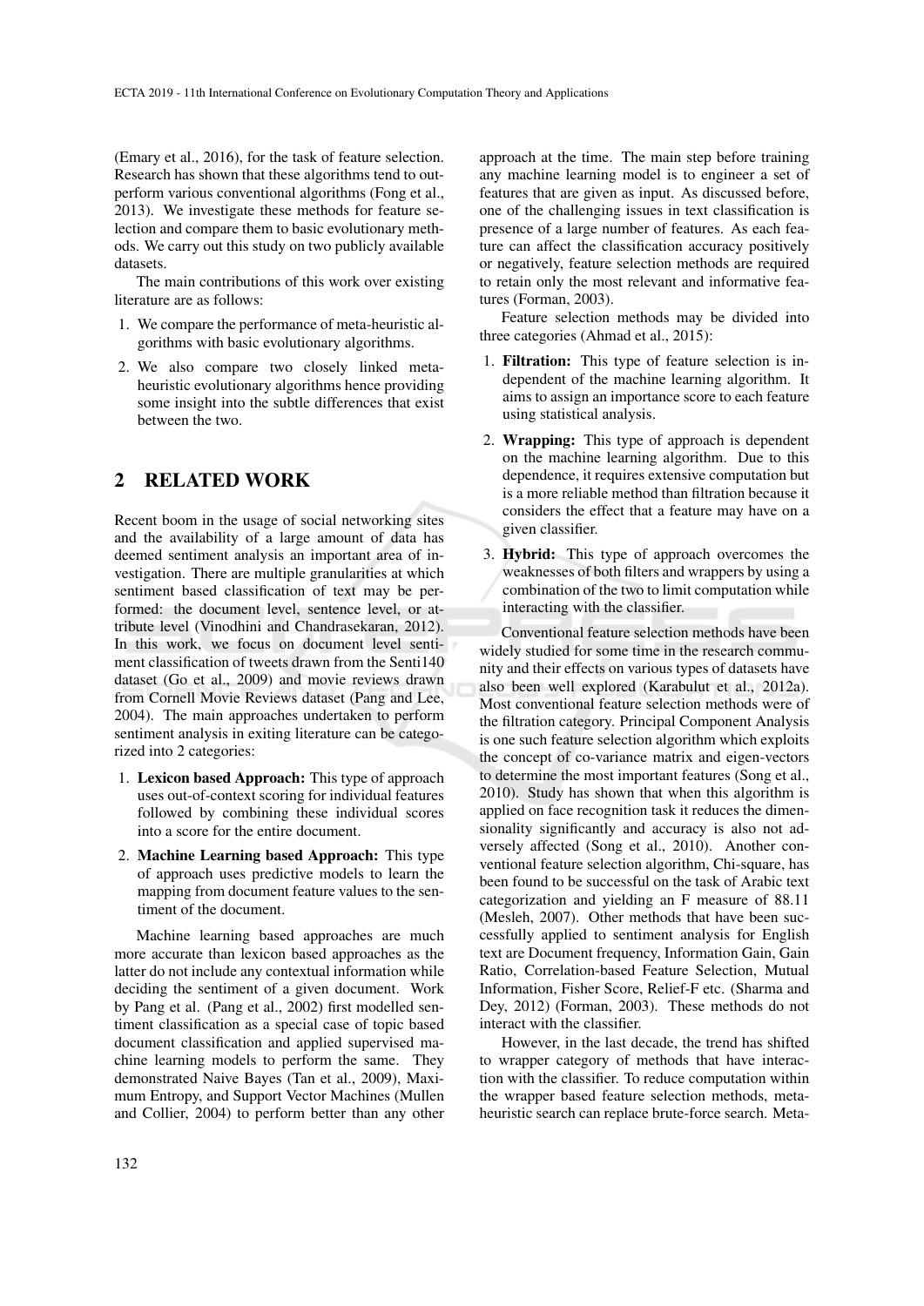(Emary et al., 2016), for the task of feature selection. Research has shown that these algorithms tend to outperform various conventional algorithms (Fong et al., 2013). We investigate these methods for feature selection and compare them to basic evolutionary methods. We carry out this study on two publicly available datasets.

The main contributions of this work over existing literature are as follows:

1. We compare the performance of meta-heuristic algorithms with basic evolutionary algorithms.
2. We also compare two closely linked meta-heuristic evolutionary algorithms hence providing some insight into the subtle differences that exist between the two.

## 2 RELATED WORK

Recent boom in the usage of social networking sites and the availability of a large amount of data has deemed sentiment analysis an important area of investigation. There are multiple granularities at which sentiment based classification of text may be performed: the document level, sentence level, or attribute level (Vinodhini and Chandrasekaran, 2012). In this work, we focus on document level sentiment classification of tweets drawn from the Senti140 dataset (Go et al., 2009) and movie reviews drawn from Cornell Movie Reviews dataset (Pang and Lee, 2004). The main approaches undertaken to perform sentiment analysis in exiting literature can be categorized into 2 categories:

1. **Lexicon based Approach:** This type of approach uses out-of-context scoring for individual features followed by combining these individual scores into a score for the entire document.
2. **Machine Learning based Approach:** This type of approach uses predictive models to learn the mapping from document feature values to the sentiment of the document.

Machine learning based approaches are much more accurate than lexicon based approaches as the latter do not include any contextual information while deciding the sentiment of a given document. Work by Pang et al. (Pang et al., 2002) first modelled sentiment classification as a special case of topic based document classification and applied supervised machine learning models to perform the same. They demonstrated Naive Bayes (Tan et al., 2009), Maximum Entropy, and Support Vector Machines (Mullen and Collier, 2004) to perform better than any other approach at the time. The main step before training any machine learning model is to engineer a set of features that are given as input. As discussed before, one of the challenging issues in text classification is presence of a large number of features. As each feature can affect the classification accuracy positively or negatively, feature selection methods are required to retain only the most relevant and informative features (Forman, 2003).

Feature selection methods may be divided into three categories (Ahmad et al., 2015):

1. **Filtration:** This type of feature selection is independent of the machine learning algorithm. It aims to assign an importance score to each feature using statistical analysis.
2. **Wrapping:** This type of approach is dependent on the machine learning algorithm. Due to this dependence, it requires extensive computation but is a more reliable method than filtration because it considers the effect that a feature may have on a given classifier.
3. **Hybrid:** This type of approach overcomes the weaknesses of both filters and wrappers by using a combination of the two to limit computation while interacting with the classifier.

Conventional feature selection methods have been widely studied for some time in the research community and their effects on various types of datasets have also been well explored (Karabulut et al., 2012a). Most conventional feature selection methods were of the filtration category. Principal Component Analysis is one such feature selection algorithm which exploits the concept of co-variance matrix and eigen-vectors to determine the most important features (Song et al., 2010). Study has shown that when this algorithm is applied on face recognition task it reduces the dimensionality significantly and accuracy is also not adversely affected (Song et al., 2010). Another conventional feature selection algorithm, Chi-square, has been found to be successful on the task of Arabic text categorization and yielding an F measure of 88.11 (Mesleh, 2007). Other methods that have been successfully applied to sentiment analysis for English text are Document frequency, Information Gain, Gain Ratio, Correlation-based Feature Selection, Mutual Information, Fisher Score, Relief-F etc. (Sharma and Dey, 2012) (Forman, 2003). These methods do not interact with the classifier.

However, in the last decade, the trend has shifted to wrapper category of methods that have interaction with the classifier. To reduce computation within the wrapper based feature selection methods, meta-heuristic search can replace brute-force search. Meta-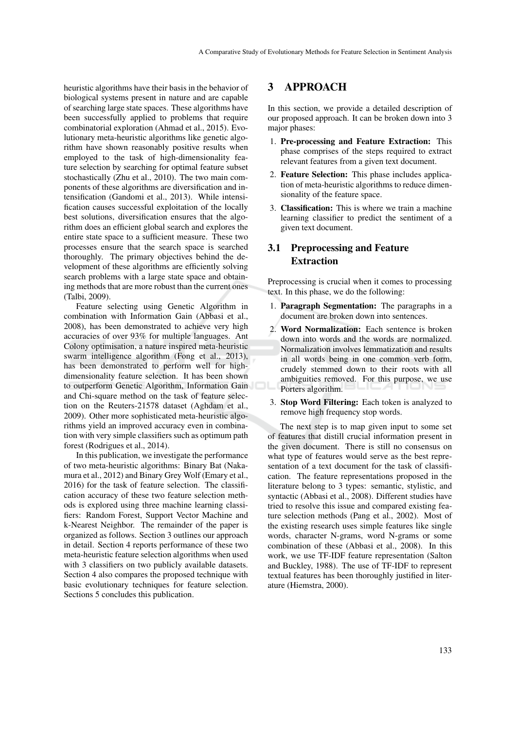heuristic algorithms have their basis in the behavior of biological systems present in nature and are capable of searching large state spaces. These algorithms have been successfully applied to problems that require combinatorial exploration (Ahmad et al., 2015). Evolutionary meta-heuristic algorithms like genetic algorithm have shown reasonably positive results when employed to the task of high-dimensionality feature selection by searching for optimal feature subset stochastically (Zhu et al., 2010). The two main components of these algorithms are diversification and intensification (Gandomi et al., 2013). While intensification causes successful exploitation of the locally best solutions, diversification ensures that the algorithm does an efficient global search and explores the entire state space to a sufficient measure. These two processes ensure that the search space is searched thoroughly. The primary objectives behind the development of these algorithms are efficiently solving search problems with a large state space and obtaining methods that are more robust than the current ones (Talbi, 2009).

Feature selecting using Genetic Algorithm in combination with Information Gain (Abbasi et al., 2008), has been demonstrated to achieve very high accuracies of over 93% for multiple languages. Ant Colony optimisation, a nature inspired meta-heuristic swarm intelligence algorithm (Fong et al., 2013), has been demonstrated to perform well for high-dimensionality feature selection. It has been shown to outperform Genetic Algorithm, Information Gain and Chi-square method on the task of feature selection on the Reuters-21578 dataset (Aghdam et al., 2009). Other more sophisticated meta-heuristic algorithms yield an improved accuracy even in combination with very simple classifiers such as optimum path forest (Rodrigues et al., 2014).

In this publication, we investigate the performance of two meta-heuristic algorithms: Binary Bat (Nakamura et al., 2012) and Binary Grey Wolf (Emary et al., 2016) for the task of feature selection. The classification accuracy of these two feature selection methods is explored using three machine learning classifiers: Random Forest, Support Vector Machine and k-Nearest Neighbor. The remainder of the paper is organized as follows. Section 3 outlines our approach in detail. Section 4 reports performance of these two meta-heuristic feature selection algorithms when used with 3 classifiers on two publicly available datasets. Section 4 also compares the proposed technique with basic evolutionary techniques for feature selection. Sections 5 concludes this publication.

# 3 APPROACH

In this section, we provide a detailed description of our proposed approach. It can be broken down into 3 major phases:

1. **Pre-processing and Feature Extraction:** This phase comprises of the steps required to extract relevant features from a given text document.
2. **Feature Selection:** This phase includes application of meta-heuristic algorithms to reduce dimensionality of the feature space.
3. **Classification:** This is where we train a machine learning classifier to predict the sentiment of a given text document.

## 3.1 Preprocessing and Feature Extraction

Preprocessing is crucial when it comes to processing text. In this phase, we do the following:

1. **Paragraph Segmentation:** The paragraphs in a document are broken down into sentences.
2. **Word Normalization:** Each sentence is broken down into words and the words are normalized. Normalization involves lemmatization and results in all words being in one common verb form, crudely stemmed down to their roots with all ambiguities removed. For this purpose, we use Porters algorithm.
3. **Stop Word Filtering:** Each token is analyzed to remove high frequency stop words.

The next step is to map given input to some set of features that distill crucial information present in the given document. There is still no consensus on what type of features would serve as the best representation of a text document for the task of classification. The feature representations proposed in the literature belong to 3 types: semantic, stylistic, and syntactic (Abbasi et al., 2008). Different studies have tried to resolve this issue and compared existing feature selection methods (Pang et al., 2002). Most of the existing research uses simple features like single words, character N-grams, word N-grams or some combination of these (Abbasi et al., 2008). In this work, we use TF-IDF feature representation (Salton and Buckley, 1988). The use of TF-IDF to represent textual features has been thoroughly justified in literature (Hiemstra, 2000).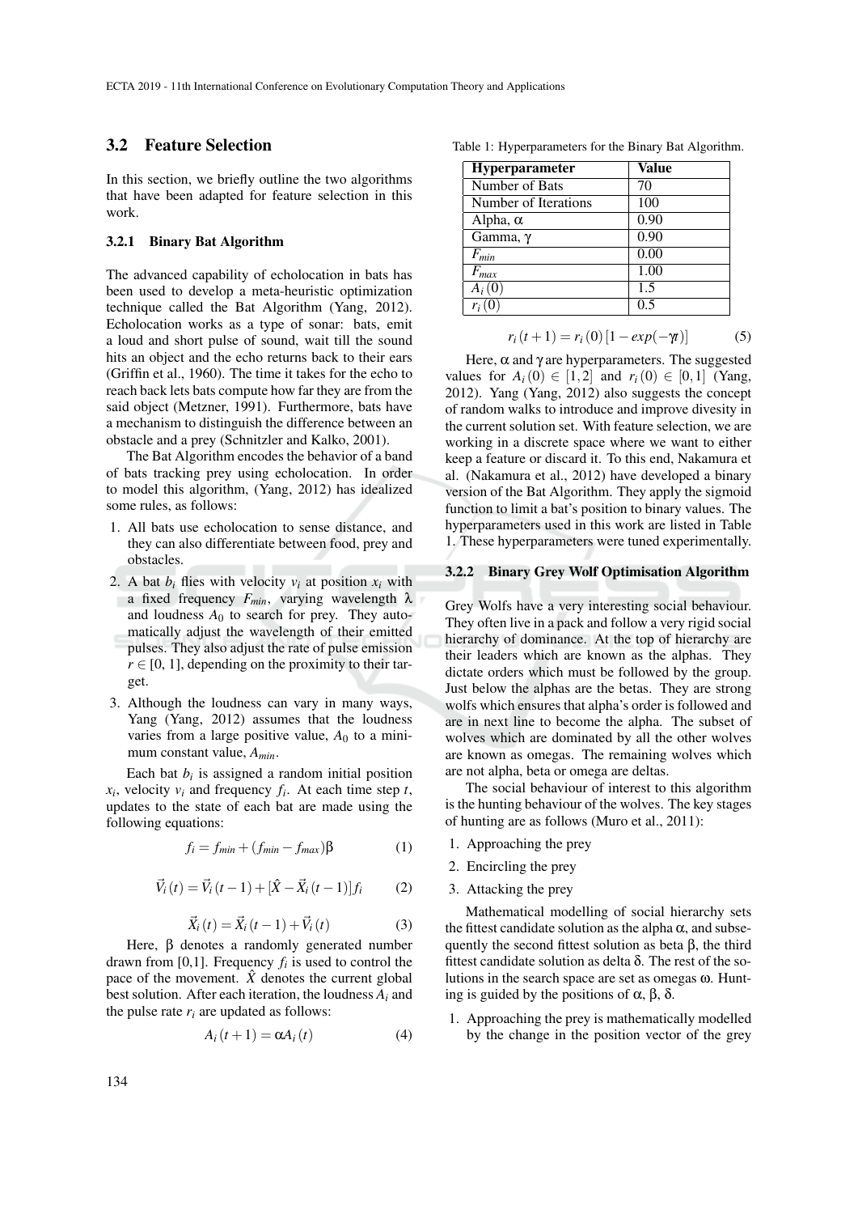## 3.2 Feature Selection

In this section, we briefly outline the two algorithms that have been adapted for feature selection in this work.

### 3.2.1 Binary Bat Algorithm

The advanced capability of echolocation in bats has been used to develop a meta-heuristic optimization technique called the Bat Algorithm (Yang, 2012). Echolocation works as a type of sonar: bats, emit a loud and short pulse of sound, wait till the sound hits an object and the echo returns back to their ears (Griffin et al., 1960). The time it takes for the echo to reach back lets bats compute how far they are from the said object (Metzner, 1991). Furthermore, bats have a mechanism to distinguish the difference between an obstacle and a prey (Schnitzler and Kalko, 2001).

The Bat Algorithm encodes the behavior of a band of bats tracking prey using echolocation. In order to model this algorithm, (Yang, 2012) has idealized some rules, as follows:

1. All bats use echolocation to sense distance, and they can also differentiate between food, prey and obstacles.
2. A bat $b_i$ flies with velocity $v_i$ at position $x_i$ with a fixed frequency $F_{min}$, varying wavelength $\lambda$ and loudness $A_0$ to search for prey. They automatically adjust the wavelength of their emitted pulses. They also adjust the rate of pulse emission $r \in [0, 1]$, depending on the proximity to their target.
3. Although the loudness can vary in many ways, Yang (Yang, 2012) assumes that the loudness varies from a large positive value, $A_0$ to a minimum constant value, $A_{min}$.

Each bat $b_i$ is assigned a random initial position $x_i$, velocity $v_i$ and frequency $f_i$. At each time step $t$, updates to the state of each bat are made using the following equations:

$$f_i = f_{min} + (f_{min} - f_{max})\beta \quad (1)$$

$$\vec{V}_i(t) = \vec{V}_i(t-1) + [\hat{X} - \vec{X}_i(t-1)]f_i \quad (2)$$

$$\vec{X}_i(t) = \vec{X}_i(t-1) + \vec{V}_i(t) \quad (3)$$

Here, $\beta$ denotes a randomly generated number drawn from [0,1]. Frequency $f_i$ is used to control the pace of the movement. $\hat{X}$ denotes the current global best solution. After each iteration, the loudness $A_i$ and the pulse rate $r_i$ are updated as follows:

$$A_i(t+1) = \alpha A_i(t) \quad (4)$$

Table 1: Hyperparameters for the Binary Bat Algorithm.

| Hyperparameter | Value |
|---|---|
| Number of Bats | 70 |
| Number of Iterations | 100 |
| Alpha, $\alpha$ | 0.90 |
| Gamma, $\gamma$ | 0.90 |
| $F_{min}$ | 0.00 |
| $F_{max}$ | 1.00 |
| $A_i(0)$ | 1.5 |
| $r_i(0)$ | 0.5 |

$$r_i(t+1) = r_i(0)[1 - exp(-\gamma t)] \quad (5)$$

Here, $\alpha$ and $\gamma$ are hyperparameters. The suggested values for $A_i(0) \in [1,2]$ and $r_i(0) \in [0,1]$ (Yang, 2012). Yang (Yang, 2012) also suggests the concept of random walks to introduce and improve divesity in the current solution set. With feature selection, we are working in a discrete space where we want to either keep a feature or discard it. To this end, Nakamura et al. (Nakamura et al., 2012) have developed a binary version of the Bat Algorithm. They apply the sigmoid function to limit a bat's position to binary values. The hyperparameters used in this work are listed in Table 1. These hyperparameters were tuned experimentally.

### 3.2.2 Binary Grey Wolf Optimisation Algorithm

Grey Wolfs have a very interesting social behaviour. They often live in a pack and follow a very rigid social hierarchy of dominance. At the top of hierarchy are their leaders which are known as the alphas. They dictate orders which must be followed by the group. Just below the alphas are the betas. They are strong wolfs which ensures that alpha's order is followed and are in next line to become the alpha. The subset of wolves which are dominated by all the other wolves are known as omegas. The remaining wolves which are not alpha, beta or omega are deltas.

The social behaviour of interest to this algorithm is the hunting behaviour of the wolves. The key stages of hunting are as follows (Muro et al., 2011):

1. Approaching the prey
2. Encircling the prey
3. Attacking the prey

Mathematical modelling of social hierarchy sets the fittest candidate solution as the alpha $\alpha$, and subsequently the second fittest solution as beta $\beta$, the third fittest candidate solution as delta $\delta$. The rest of the solutions in the search space are set as omegas $\omega$. Hunting is guided by the positions of $\alpha$, $\beta$, $\delta$.

1. Approaching the prey is mathematically modelled by the change in the position vector of the grey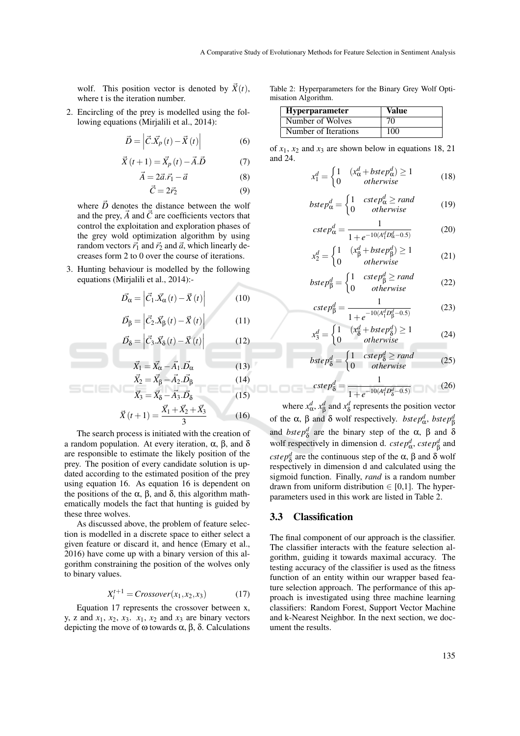wolf. This position vector is denoted by $\vec{X}(t)$, where t is the iteration number.

2. Encircling of the prey is modelled using the following equations (Mirjalili et al., 2014):

$$\vec{D} = \left|\vec{C}.\vec{X}_p(t) - \vec{X}(t)\right| \tag{6}$$

$$\vec{X}(t+1) = \vec{X}_p(t) - \vec{A}.\vec{D} \tag{7}$$

$$\vec{A} = 2\vec{a}.\vec{r}_1 - \vec{a} \tag{8}$$

$$\vec{C} = 2\vec{r}_2 \tag{9}$$

where $\vec{D}$ denotes the distance between the wolf and the prey, $\vec{A}$ and $\vec{C}$ are coefficients vectors that control the exploitation and exploration phases of the grey wold optimization algorithm by using random vectors $\vec{r}_1$ and $\vec{r}_2$ and $\vec{a}$, which linearly decreases form 2 to 0 over the course of iterations.

3. Hunting behaviour is modelled by the following equations (Mirjalili et al., 2014):-

$$\vec{D}_\alpha = \left|\vec{C}_1.\vec{X}_\alpha(t) - \vec{X}(t)\right| \tag{10}$$

$$\vec{D}_\beta = \left|\vec{C}_2.\vec{X}_\beta(t) - \vec{X}(t)\right| \tag{11}$$

$$\vec{D}_\delta = \left|\vec{C}_3.\vec{X}_\delta(t) - \vec{X}(t)\right| \tag{12}$$

$$\vec{X}_1 = \vec{X}_\alpha - \vec{A}_1.\vec{D}_\alpha \tag{13}$$

$$\vec{X}_2 = \vec{X}_\beta - \vec{A}_2.\vec{D}_\beta \tag{14}$$

$$\vec{X}_3 = \vec{X}_\delta - \vec{A}_3.\vec{D}_\delta \tag{15}$$

$$\vec{X}(t+1) = \frac{\vec{X}_1 + \vec{X}_2 + \vec{X}_3}{3} \tag{16}$$

The search process is initiated with the creation of a random population. At every iteration, α, β, and δ are responsible to estimate the likely position of the prey. The position of every candidate solution is updated according to the estimated position of the prey using equation 16. As equation 16 is dependent on the positions of the α, β, and δ, this algorithm mathematically models the fact that hunting is guided by these three wolves.

As discussed above, the problem of feature selection is modelled in a discrete space to either select a given feature or discard it, and hence (Emary et al., 2016) have come up with a binary version of this algorithm constraining the position of the wolves only to binary values.

$$X_i^{t+1} = Crossover(x_1, x_2, x_3) \tag{17}$$

Equation 17 represents the crossover between x, y, z and $x_1$, $x_2$, $x_3$. $x_1$, $x_2$ and $x_3$ are binary vectors depicting the move of ω towards α, β, δ. Calculations of $x_1$, $x_2$ and $x_3$ are shown below in equations 18, 21 and 24.

Table 2: Hyperparameters for the Binary Grey Wolf Optimisation Algorithm.

| Hyperparameter | Value |
|---|---|
| Number of Wolves | 70 |
| Number of Iterations | 100 |

$$x_1^d = \begin{cases} 1 & (x_\alpha^d + bstep_\alpha^d) \geq 1 \\ 0 & otherwise \end{cases} \tag{18}$$

$$bstep_\alpha^d = \begin{cases} 1 & cstep_\alpha^d \geq rand \\ 0 & otherwise \end{cases} \tag{19}$$

$$cstep_\alpha^d = \frac{1}{1 + e^{-10(A_1^d D_\alpha^d - 0.5)}} \tag{20}$$

$$x_2^d = \begin{cases} 1 & (x_\beta^d + bstep_\beta^d) \geq 1 \\ 0 & otherwise \end{cases} \tag{21}$$

$$bstep_\beta^d = \begin{cases} 1 & cstep_\beta^d \geq rand \\ 0 & otherwise \end{cases} \tag{22}$$

$$cstep_\beta^d = \frac{1}{1 + e^{-10(A_1^d D_\beta^d - 0.5)}} \tag{23}$$

$$x_3^d = \begin{cases} 1 & (x_\delta^d + bstep_\delta^d) \geq 1 \\ 0 & otherwise \end{cases} \tag{24}$$

$$bstep_\delta^d = \begin{cases} 1 & cstep_\delta^d \geq rand \\ 0 & otherwise \end{cases} \tag{25}$$

$$cstep_\delta^d = \frac{1}{1 + e^{-10(A_1^d D_\delta^d - 0.5)}} \tag{26}$$

where $x_\alpha^d$, $x_\beta^d$ and $x_\delta^d$ represents the position vector of the α, β and δ wolf respectively. $bstep_\alpha^d$, $bstep_\beta^d$ and $bstep_\delta^d$ are the binary step of the α, β and δ wolf respectively in dimension d. $cstep_\alpha^d$, $cstep_\beta^d$ and $cstep_\delta^d$ are the continuous step of the α, β and δ wolf respectively in dimension d and calculated using the sigmoid function. Finally, *rand* is a random number drawn from uniform distribution ∈ [0,1]. The hyperparameters used in this work are listed in Table 2.

### 3.3 Classification

The final component of our approach is the classifier. The classifier interacts with the feature selection algorithm, guiding it towards maximal accuracy. The testing accuracy of the classifier is used as the fitness function of an entity within our wrapper based feature selection approach. The performance of this approach is investigated using three machine learning classifiers: Random Forest, Support Vector Machine and k-Nearest Neighbor. In the next section, we document the results.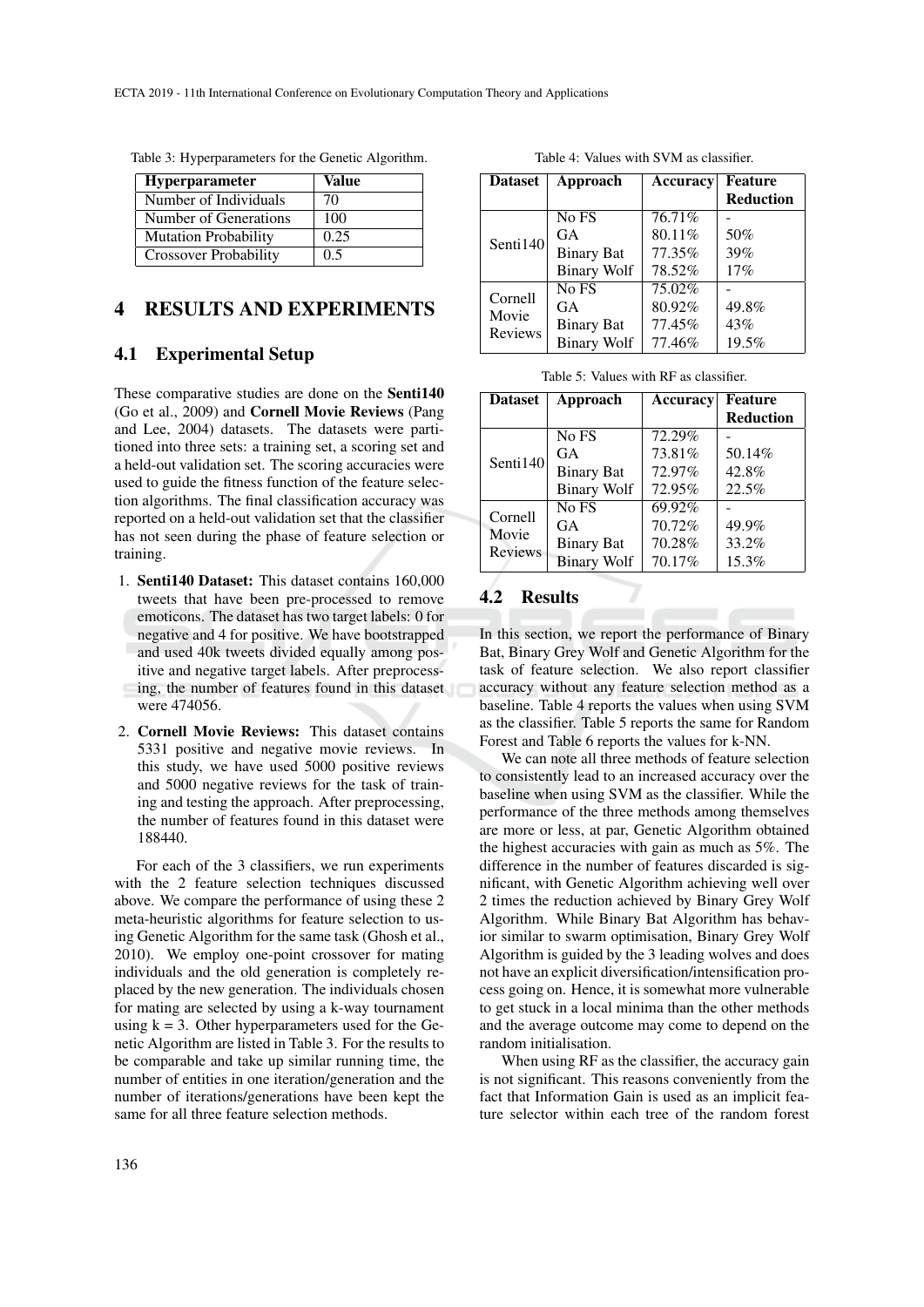Table 3: Hyperparameters for the Genetic Algorithm.

| Hyperparameter | Value |
|---|---|
| Number of Individuals | 70 |
| Number of Generations | 100 |
| Mutation Probability | 0.25 |
| Crossover Probability | 0.5 |

## 4 RESULTS AND EXPERIMENTS

### 4.1 Experimental Setup

These comparative studies are done on the **Senti140** (Go et al., 2009) and **Cornell Movie Reviews** (Pang and Lee, 2004) datasets. The datasets were partitioned into three sets: a training set, a scoring set and a held-out validation set. The scoring accuracies were used to guide the fitness function of the feature selection algorithms. The final classification accuracy was reported on a held-out validation set that the classifier has not seen during the phase of feature selection or training.

1. **Senti140 Dataset:** This dataset contains 160,000 tweets that have been pre-processed to remove emoticons. The dataset has two target labels: 0 for negative and 4 for positive. We have bootstrapped and used 40k tweets divided equally among positive and negative target labels. After preprocessing, the number of features found in this dataset were 474056.
2. **Cornell Movie Reviews:** This dataset contains 5331 positive and negative movie reviews. In this study, we have used 5000 positive reviews and 5000 negative reviews for the task of training and testing the approach. After preprocessing, the number of features found in this dataset were 188440.

For each of the 3 classifiers, we run experiments with the 2 feature selection techniques discussed above. We compare the performance of using these 2 meta-heuristic algorithms for feature selection to using Genetic Algorithm for the same task (Ghosh et al., 2010). We employ one-point crossover for mating individuals and the old generation is completely replaced by the new generation. The individuals chosen for mating are selected by using a k-way tournament using k = 3. Other hyperparameters used for the Genetic Algorithm are listed in Table 3. For the results to be comparable and take up similar running time, the number of entities in one iteration/generation and the number of iterations/generations have been kept the same for all three feature selection methods.

Table 4: Values with SVM as classifier.

| Dataset | Approach | Accuracy | Feature Reduction |
|---|---|---|---|
| Senti140 | No FS | 76.71% | - |
| | GA | 80.11% | 50% |
| | Binary Bat | 77.35% | 39% |
| | Binary Wolf | 78.52% | 17% |
| Cornell Movie Reviews | No FS | 75.02% | - |
| | GA | 80.92% | 49.8% |
| | Binary Bat | 77.45% | 43% |
| | Binary Wolf | 77.46% | 19.5% |

Table 5: Values with RF as classifier.

| Dataset | Approach | Accuracy | Feature Reduction |
|---|---|---|---|
| Senti140 | No FS | 72.29% | - |
| | GA | 73.81% | 50.14% |
| | Binary Bat | 72.97% | 42.8% |
| | Binary Wolf | 72.95% | 22.5% |
| Cornell Movie Reviews | No FS | 69.92% | - |
| | GA | 70.72% | 49.9% |
| | Binary Bat | 70.28% | 33.2% |
| | Binary Wolf | 70.17% | 15.3% |

### 4.2 Results

In this section, we report the performance of Binary Bat, Binary Grey Wolf and Genetic Algorithm for the task of feature selection. We also report classifier accuracy without any feature selection method as a baseline. Table 4 reports the values when using SVM as the classifier. Table 5 reports the same for Random Forest and Table 6 reports the values for k-NN.

We can note all three methods of feature selection to consistently lead to an increased accuracy over the baseline when using SVM as the classifier. While the performance of the three methods among themselves are more or less, at par, Genetic Algorithm obtained the highest accuracies with gain as much as 5%. The difference in the number of features discarded is significant, with Genetic Algorithm achieving well over 2 times the reduction achieved by Binary Grey Wolf Algorithm. While Binary Bat Algorithm has behavior similar to swarm optimisation, Binary Grey Wolf Algorithm is guided by the 3 leading wolves and does not have an explicit diversification/intensification process going on. Hence, it is somewhat more vulnerable to get stuck in a local minima than the other methods and the average outcome may come to depend on the random initialisation.

When using RF as the classifier, the accuracy gain is not significant. This reasons conveniently from the fact that Information Gain is used as an implicit feature selector within each tree of the random forest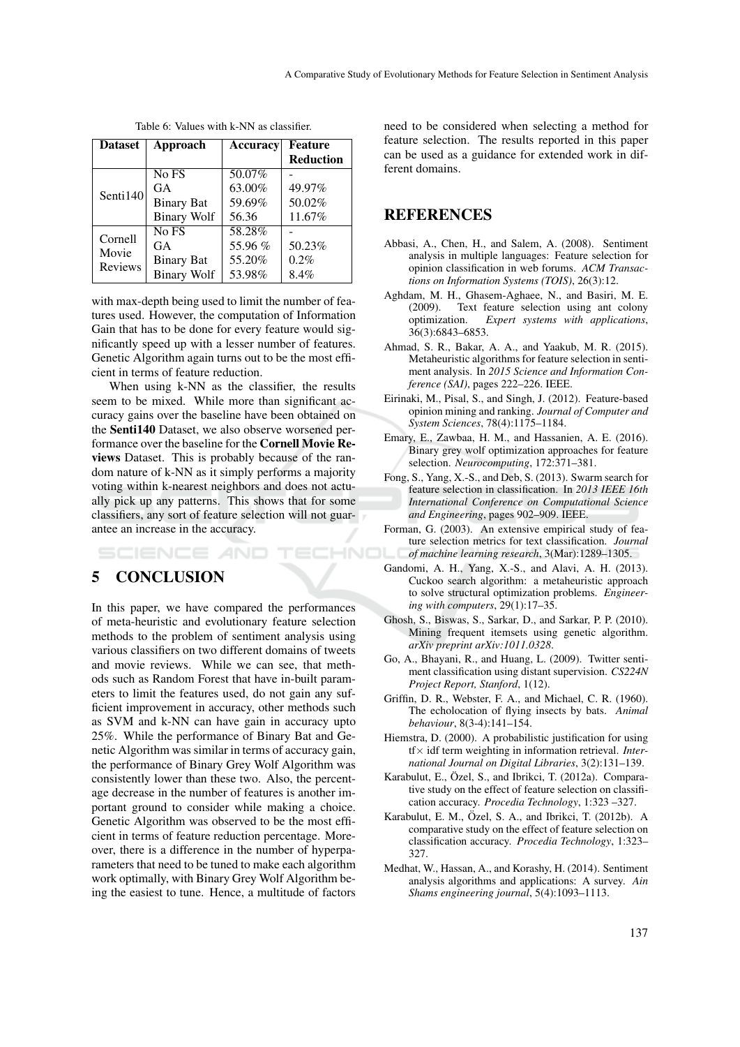Table 6: Values with k-NN as classifier.

| Dataset | Approach | Accuracy | Feature Reduction |
|---|---|---|---|
| Senti140 | No FS | 50.07% | - |
| | GA | 63.00% | 49.97% |
| | Binary Bat | 59.69% | 50.02% |
| | Binary Wolf | 56.36 | 11.67% |
| Cornell Movie Reviews | No FS | 58.28% | - |
| | GA | 55.96 % | 50.23% |
| | Binary Bat | 55.20% | 0.2% |
| | Binary Wolf | 53.98% | 8.4% |

with max-depth being used to limit the number of features used. However, the computation of Information Gain that has to be done for every feature would significantly speed up with a lesser number of features. Genetic Algorithm again turns out to be the most efficient in terms of feature reduction.

When using k-NN as the classifier, the results seem to be mixed. While more than significant accuracy gains over the baseline have been obtained on the **Senti140** Dataset, we also observe worsened performance over the baseline for the **Cornell Movie Reviews** Dataset. This is probably because of the random nature of k-NN as it simply performs a majority voting within k-nearest neighbors and does not actually pick up any patterns. This shows that for some classifiers, any sort of feature selection will not guarantee an increase in the accuracy.

## 5 CONCLUSION

In this paper, we have compared the performances of meta-heuristic and evolutionary feature selection methods to the problem of sentiment analysis using various classifiers on two different domains of tweets and movie reviews. While we can see, that methods such as Random Forest that have in-built parameters to limit the features used, do not gain any sufficient improvement in accuracy, other methods such as SVM and k-NN can have gain in accuracy upto 25%. While the performance of Binary Bat and Genetic Algorithm was similar in terms of accuracy gain, the performance of Binary Grey Wolf Algorithm was consistently lower than these two. Also, the percentage decrease in the number of features is another important ground to consider while making a choice. Genetic Algorithm was observed to be the most efficient in terms of feature reduction percentage. Moreover, there is a difference in the number of hyperparameters that need to be tuned to make each algorithm work optimally, with Binary Grey Wolf Algorithm being the easiest to tune. Hence, a multitude of factors need to be considered when selecting a method for feature selection. The results reported in this paper can be used as a guidance for extended work in different domains.

## REFERENCES

Abbasi, A., Chen, H., and Salem, A. (2008). Sentiment analysis in multiple languages: Feature selection for opinion classification in web forums. *ACM Transactions on Information Systems (TOIS)*, 26(3):12.

Aghdam, M. H., Ghasem-Aghaee, N., and Basiri, M. E. (2009). Text feature selection using ant colony optimization. *Expert systems with applications*, 36(3):6843–6853.

Ahmad, S. R., Bakar, A. A., and Yaakub, M. R. (2015). Metaheuristic algorithms for feature selection in sentiment analysis. In *2015 Science and Information Conference (SAI)*, pages 222–226. IEEE.

Eirinaki, M., Pisal, S., and Singh, J. (2012). Feature-based opinion mining and ranking. *Journal of Computer and System Sciences*, 78(4):1175–1184.

Emary, E., Zawbaa, H. M., and Hassanien, A. E. (2016). Binary grey wolf optimization approaches for feature selection. *Neurocomputing*, 172:371–381.

Fong, S., Yang, X.-S., and Deb, S. (2013). Swarm search for feature selection in classification. In *2013 IEEE 16th International Conference on Computational Science and Engineering*, pages 902–909. IEEE.

Forman, G. (2003). An extensive empirical study of feature selection metrics for text classification. *Journal of machine learning research*, 3(Mar):1289–1305.

Gandomi, A. H., Yang, X.-S., and Alavi, A. H. (2013). Cuckoo search algorithm: a metaheuristic approach to solve structural optimization problems. *Engineering with computers*, 29(1):17–35.

Ghosh, S., Biswas, S., Sarkar, D., and Sarkar, P. P. (2010). Mining frequent itemsets using genetic algorithm. *arXiv preprint arXiv:1011.0328*.

Go, A., Bhayani, R., and Huang, L. (2009). Twitter sentiment classification using distant supervision. *CS224N Project Report, Stanford*, 1(12).

Griffin, D. R., Webster, F. A., and Michael, C. R. (1960). The echolocation of flying insects by bats. *Animal behaviour*, 8(3-4):141–154.

Hiemstra, D. (2000). A probabilistic justification for using tf$\times$ idf term weighting in information retrieval. *International Journal on Digital Libraries*, 3(2):131–139.

Karabulut, E., Özel, S., and Ibrikci, T. (2012a). Comparative study on the effect of feature selection on classification accuracy. *Procedia Technology*, 1:323 –327.

Karabulut, E. M., Özel, S. A., and Ibrikci, T. (2012b). A comparative study on the effect of feature selection on classification accuracy. *Procedia Technology*, 1:323–327.

Medhat, W., Hassan, A., and Korashy, H. (2014). Sentiment analysis algorithms and applications: A survey. *Ain Shams engineering journal*, 5(4):1093–1113.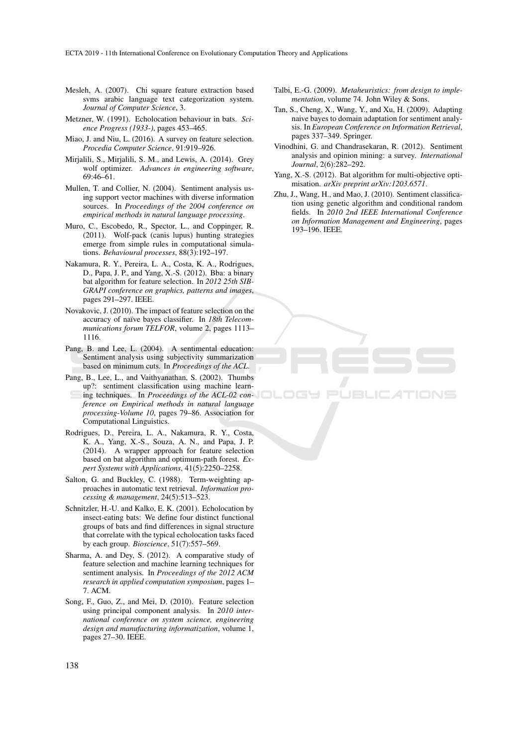Mesleh, A. (2007). Chi square feature extraction based svms arabic language text categorization system. *Journal of Computer Science*, 3.

Metzner, W. (1991). Echolocation behaviour in bats. *Science Progress (1933-)*, pages 453–465.

Miao, J. and Niu, L. (2016). A survey on feature selection. *Procedia Computer Science*, 91:919–926.

Mirjalili, S., Mirjalili, S. M., and Lewis, A. (2014). Grey wolf optimizer. *Advances in engineering software*, 69:46–61.

Mullen, T. and Collier, N. (2004). Sentiment analysis using support vector machines with diverse information sources. In *Proceedings of the 2004 conference on empirical methods in natural language processing*.

Muro, C., Escobedo, R., Spector, L., and Coppinger, R. (2011). Wolf-pack (canis lupus) hunting strategies emerge from simple rules in computational simulations. *Behavioural processes*, 88(3):192–197.

Nakamura, R. Y., Pereira, L. A., Costa, K. A., Rodrigues, D., Papa, J. P., and Yang, X.-S. (2012). Bba: a binary bat algorithm for feature selection. In *2012 25th SIBGRAPI conference on graphics, patterns and images*, pages 291–297. IEEE.

Novakovic, J. (2010). The impact of feature selection on the accuracy of naïve bayes classifier. In *18th Telecommunications forum TELFOR*, volume 2, pages 1113–1116.

Pang, B. and Lee, L. (2004). A sentimental education: Sentiment analysis using subjectivity summarization based on minimum cuts. In *Proceedings of the ACL*.

Pang, B., Lee, L., and Vaithyanathan, S. (2002). Thumbs up?: sentiment classification using machine learning techniques. In *Proceedings of the ACL-02 conference on Empirical methods in natural language processing-Volume 10*, pages 79–86. Association for Computational Linguistics.

Rodrigues, D., Pereira, L. A., Nakamura, R. Y., Costa, K. A., Yang, X.-S., Souza, A. N., and Papa, J. P. (2014). A wrapper approach for feature selection based on bat algorithm and optimum-path forest. *Expert Systems with Applications*, 41(5):2250–2258.

Salton, G. and Buckley, C. (1988). Term-weighting approaches in automatic text retrieval. *Information processing & management*, 24(5):513–523.

Schnitzler, H.-U. and Kalko, E. K. (2001). Echolocation by insect-eating bats: We define four distinct functional groups of bats and find differences in signal structure that correlate with the typical echolocation tasks faced by each group. *Bioscience*, 51(7):557–569.

Sharma, A. and Dey, S. (2012). A comparative study of feature selection and machine learning techniques for sentiment analysis. In *Proceedings of the 2012 ACM research in applied computation symposium*, pages 1–7. ACM.

Song, F., Guo, Z., and Mei, D. (2010). Feature selection using principal component analysis. In *2010 international conference on system science, engineering design and manufacturing informatization*, volume 1, pages 27–30. IEEE.

Talbi, E.-G. (2009). *Metaheuristics: from design to implementation*, volume 74. John Wiley & Sons.

Tan, S., Cheng, X., Wang, Y., and Xu, H. (2009). Adapting naive bayes to domain adaptation for sentiment analysis. In *European Conference on Information Retrieval*, pages 337–349. Springer.

Vinodhini, G. and Chandrasekaran, R. (2012). Sentiment analysis and opinion mining: a survey. *International Journal*, 2(6):282–292.

Yang, X.-S. (2012). Bat algorithm for multi-objective optimisation. *arXiv preprint arXiv:1203.6571*.

Zhu, J., Wang, H., and Mao, J. (2010). Sentiment classification using genetic algorithm and conditional random fields. In *2010 2nd IEEE International Conference on Information Management and Engineering*, pages 193–196. IEEE.